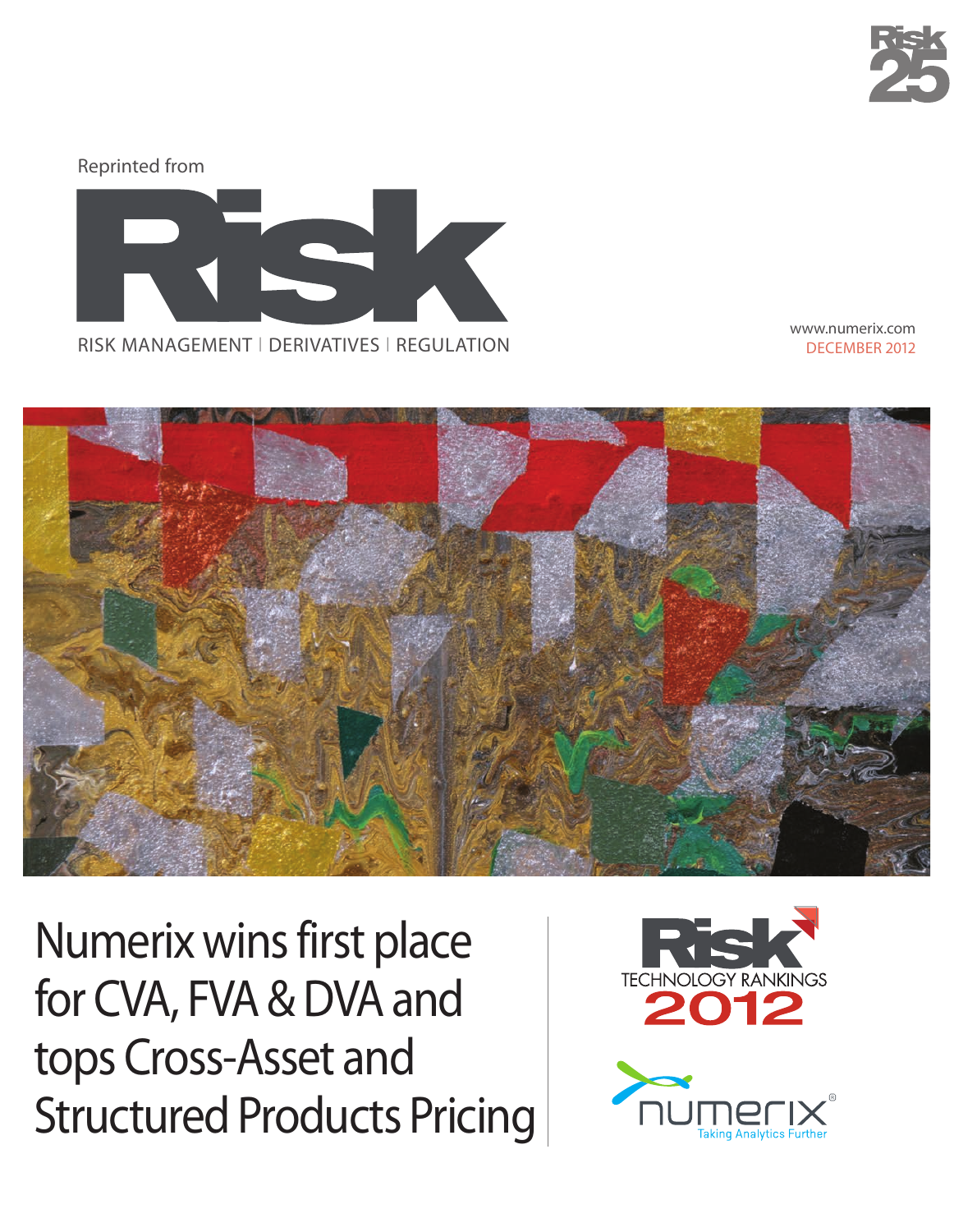Reprinted from

# Risk

RISK MANAGEMENT | DERIVATIVES | REGULATION

www.numerix.com
DECEMBER 2012

# Numerix wins first place for CVA, FVA & DVA and tops Cross-Asset and Structured Products Pricing

Risk TECHNOLOGY RANKINGS 2012

numerix
Taking Analytics Further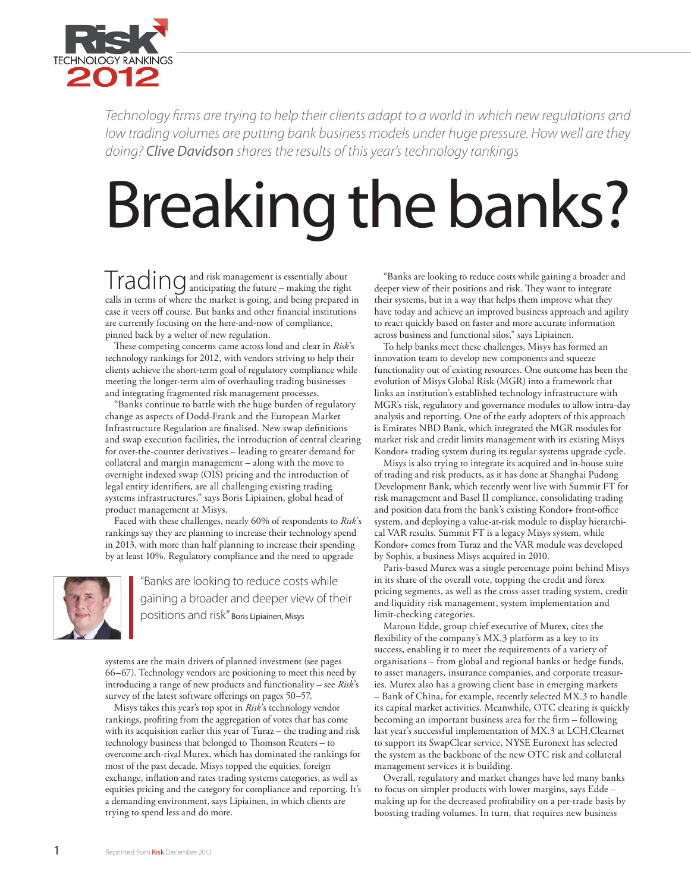Technology firms are trying to help their clients adapt to a world in which new regulations and low trading volumes are putting bank business models under huge pressure. How well are they doing? **Clive Davidson** shares the results of this year's technology rankings

# Breaking the banks?

Trading and risk management is essentially about anticipating the future – making the right calls in terms of where the market is going, and being prepared in case it veers off course. But banks and other financial institutions are currently focusing on the here-and-now of compliance, pinned back by a welter of new regulation.

These competing concerns came across loud and clear in *Risk*'s technology rankings for 2012, with vendors striving to help their clients achieve the short-term goal of regulatory compliance while meeting the longer-term aim of overhauling trading businesses and integrating fragmented risk management processes.

"Banks continue to battle with the huge burden of regulatory change as aspects of Dodd-Frank and the European Market Infrastructure Regulation are finalised. New swap definitions and swap execution facilities, the introduction of central clearing for over-the-counter derivatives – leading to greater demand for collateral and margin management – along with the move to overnight indexed swap (OIS) pricing and the introduction of legal entity identifiers, are all challenging existing trading systems infrastructures," says Boris Lipiainen, global head of product management at Misys.

Faced with these challenges, nearly 60% of respondents to *Risk*'s rankings say they are planning to increase their technology spend in 2013, with more than half planning to increase their spending by at least 10%. Regulatory compliance and the need to upgrade systems are the main drivers of planned investment (see pages 66–67). Technology vendors are positioning to meet this need by introducing a range of new products and functionality – see *Risk*'s survey of the latest software offerings on pages 50–57.

> "Banks are looking to reduce costs while gaining a broader and deeper view of their positions and risk" Boris Lipiainen, Misys

Misys takes this year's top spot in *Risk*'s technology vendor rankings, profiting from the aggregation of votes that has come with its acquisition earlier this year of Turaz – the trading and risk technology business that belonged to Thomson Reuters – to overcome arch-rival Murex, which has dominated the rankings for most of the past decade. Misys topped the equities, foreign exchange, inflation and rates trading systems categories, as well as equities pricing and the category for compliance and reporting. It's a demanding environment, says Lipiainen, in which clients are trying to spend less and do more.

"Banks are looking to reduce costs while gaining a broader and deeper view of their positions and risk. They want to integrate their systems, but in a way that helps them improve what they have today and achieve an improved business approach and agility to react quickly based on faster and more accurate information across business and functional silos," says Lipiainen.

To help banks meet these challenges, Misys has formed an innovation team to develop new components and squeeze functionality out of existing resources. One outcome has been the evolution of Misys Global Risk (MGR) into a framework that links an institution's established technology infrastructure with MGR's risk, regulatory and governance modules to allow intra-day analysis and reporting. One of the early adopters of this approach is Emirates NBD Bank, which integrated the MGR modules for market risk and credit limits management with its existing Misys Kondor+ trading system during its regular systems upgrade cycle.

Misys is also trying to integrate its acquired and in-house suite of trading and risk products, as it has done at Shanghai Pudong Development Bank, which recently went live with Summit FT for risk management and Basel II compliance, consolidating trading and position data from the bank's existing Kondor+ front-office system, and deploying a value-at-risk module to display hierarchical VAR results. Summit FT is a legacy Misys system, while Kondor+ comes from Turaz and the VAR module was developed by Sophis, a business Misys acquired in 2010.

Paris-based Murex was a single percentage point behind Misys in its share of the overall vote, topping the credit and forex pricing segments, as well as the cross-asset trading system, credit and liquidity risk management, system implementation and limit-checking categories.

Maroun Edde, group chief executive of Murex, cites the flexibility of the company's MX.3 platform as a key to its success, enabling it to meet the requirements of a variety of organisations – from global and regional banks or hedge funds, to asset managers, insurance companies, and corporate treasuries. Murex also has a growing client base in emerging markets – Bank of China, for example, recently selected MX.3 to handle its capital market activities. Meanwhile, OTC clearing is quickly becoming an important business area for the firm – following last year's successful implementation of MX.3 at LCH.Clearnet to support its SwapClear service, NYSE Euronext has selected the system as the backbone of the new OTC risk and collateral management services it is building.

Overall, regulatory and market changes have led many banks to focus on simpler products with lower margins, says Edde – making up for the decreased profitability on a per-trade basis by boosting trading volumes. In turn, that requires new business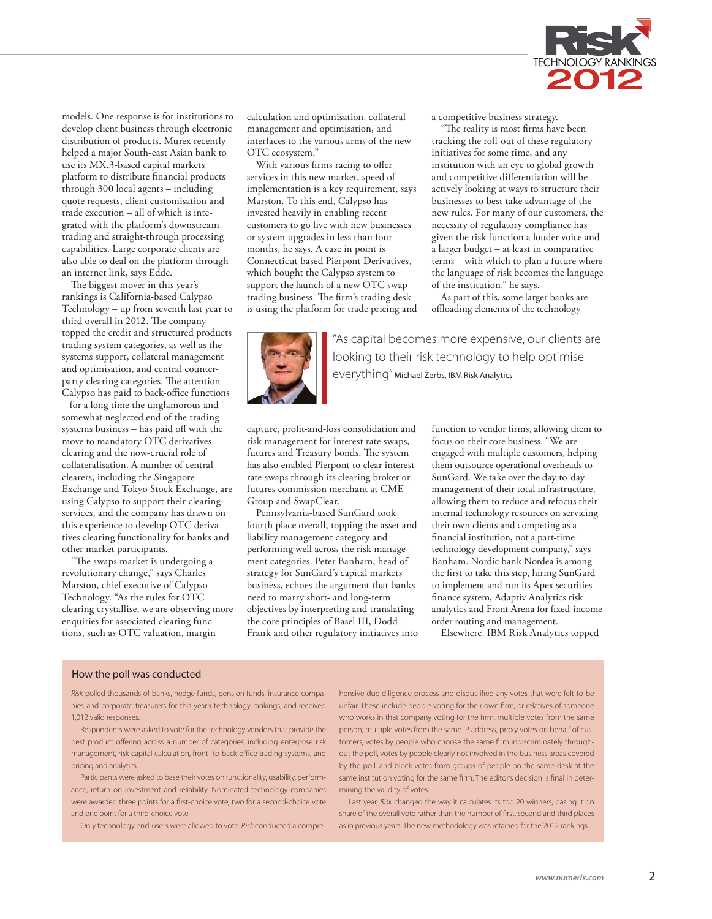models. One response is for institutions to develop client business through electronic distribution of products. Murex recently helped a major South-east Asian bank to use its MX.3-based capital markets platform to distribute financial products through 300 local agents – including quote requests, client customisation and trade execution – all of which is integrated with the platform's downstream trading and straight-through processing capabilities. Large corporate clients are also able to deal on the platform through an internet link, says Edde.

The biggest mover in this year's rankings is California-based Calypso Technology – up from seventh last year to third overall in 2012. The company topped the credit and structured products trading system categories, as well as the systems support, collateral management and optimisation, and central counterparty clearing categories. The attention Calypso has paid to back-office functions – for a long time the unglamorous and somewhat neglected end of the trading systems business – has paid off with the move to mandatory OTC derivatives clearing and the now-crucial role of collateralisation. A number of central clearers, including the Singapore Exchange and Tokyo Stock Exchange, are using Calypso to support their clearing services, and the company has drawn on this experience to develop OTC derivatives clearing functionality for banks and other market participants.

"The swaps market is undergoing a revolutionary change," says Charles Marston, chief executive of Calypso Technology. "As the rules for OTC clearing crystallise, we are observing more enquiries for associated clearing functions, such as OTC valuation, margin calculation and optimisation, collateral management and optimisation, and interfaces to the various arms of the new OTC ecosystem."

With various firms racing to offer services in this new market, speed of implementation is a key requirement, says Marston. To this end, Calypso has invested heavily in enabling recent customers to go live with new businesses or system upgrades in less than four months, he says. A case in point is Connecticut-based Pierpont Derivatives, which bought the Calypso system to support the launch of a new OTC swap trading business. The firm's trading desk is using the platform for trade pricing and capture, profit-and-loss consolidation and risk management for interest rate swaps, futures and Treasury bonds. The system has also enabled Pierpont to clear interest rate swaps through its clearing broker or futures commission merchant at CME Group and SwapClear.

Pennsylvania-based SunGard took fourth place overall, topping the asset and liability management category and performing well across the risk management categories. Peter Banham, head of strategy for SunGard's capital markets business, echoes the argument that banks need to marry short- and long-term objectives by interpreting and translating the core principles of Basel III, Dodd-Frank and other regulatory initiatives into a competitive business strategy.

"The reality is most firms have been tracking the roll-out of these regulatory initiatives for some time, and any institution with an eye to global growth and competitive differentiation will be actively looking at ways to structure their businesses to best take advantage of the new rules. For many of our customers, the necessity of regulatory compliance has given the risk function a louder voice and a larger budget – at least in comparative terms – with which to plan a future where the language of risk becomes the language of the institution," he says.

As part of this, some larger banks are offloading elements of the technology function to vendor firms, allowing them to focus on their core business. "We are engaged with multiple customers, helping them outsource operational overheads to SunGard. We take over the day-to-day management of their total infrastructure, allowing them to reduce and refocus their internal technology resources on servicing their own clients and competing as a financial institution, not a part-time technology development company," says Banham. Nordic bank Nordea is among the first to take this step, hiring SunGard to implement and run its Apex securities finance system, Adaptiv Analytics risk analytics and Front Arena for fixed-income order routing and management.

Elsewhere, IBM Risk Analytics topped

> "As capital becomes more expensive, our clients are looking to their risk technology to help optimise everything" Michael Zerbs, IBM Risk Analytics

## How the poll was conducted

*Risk* polled thousands of banks, hedge funds, pension funds, insurance companies and corporate treasurers for this year's technology rankings, and received 1,012 valid responses.

Respondents were asked to vote for the technology vendors that provide the best product offering across a number of categories, including enterprise risk management, risk capital calculation, front- to back-office trading systems, and pricing and analytics.

Participants were asked to base their votes on functionality, usability, performance, return on investment and reliability. Nominated technology companies were awarded three points for a first-choice vote, two for a second-choice vote and one point for a third-choice vote.

Only technology end-users were allowed to vote. *Risk* conducted a comprehensive due diligence process and disqualified any votes that were felt to be unfair. These include people voting for their own firm, or relatives of someone who works in that company voting for the firm, multiple votes from the same person, multiple votes from the same IP address, proxy votes on behalf of customers, votes by people who choose the same firm indiscriminately throughout the poll, votes by people clearly not involved in the business areas covered by the poll, and block votes from groups of people on the same desk at the same institution voting for the same firm. The editor's decision is final in determining the validity of votes.

Last year, *Risk* changed the way it calculates its top 20 winners, basing it on share of the overall vote rather than the number of first, second and third places as in previous years. The new methodology was retained for the 2012 rankings.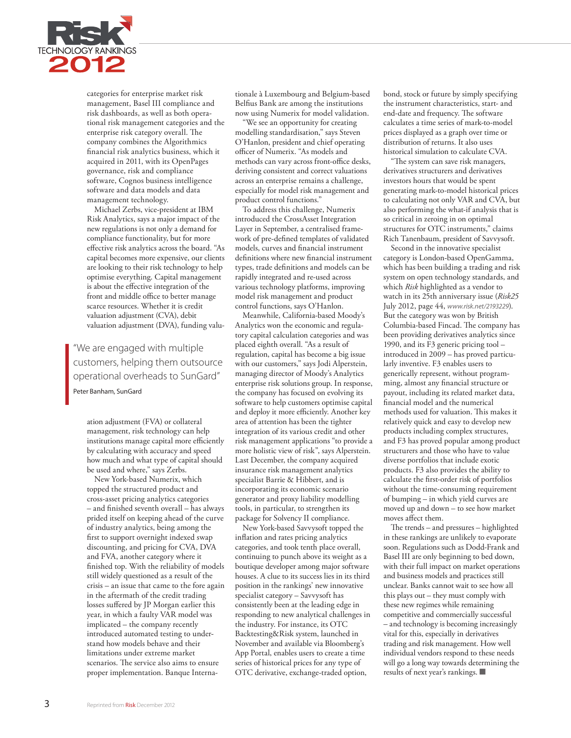categories for enterprise market risk management, Basel III compliance and risk dashboards, as well as both operational risk management categories and the enterprise risk category overall. The company combines the Algorithmics financial risk analytics business, which it acquired in 2011, with its OpenPages governance, risk and compliance software, Cognos business intelligence software and data models and data management technology.

Michael Zerbs, vice-president at IBM Risk Analytics, says a major impact of the new regulations is not only a demand for compliance functionality, but for more effective risk analytics across the board. "As capital becomes more expensive, our clients are looking to their risk technology to help optimise everything. Capital management is about the effective integration of the front and middle office to better manage scarce resources. Whether it is credit valuation adjustment (CVA), debit valuation adjustment (DVA), funding valuation adjustment (FVA) or collateral management, risk technology can help institutions manage capital more efficiently by calculating with accuracy and speed how much and what type of capital should be used and where," says Zerbs.

> "We are engaged with multiple customers, helping them outsource operational overheads to SunGard"
>
> Peter Banham, SunGard

New York-based Numerix, which topped the structured product and cross-asset pricing analytics categories – and finished seventh overall – has always prided itself on keeping ahead of the curve of industry analytics, being among the first to support overnight indexed swap discounting, and pricing for CVA, DVA and FVA, another category where it finished top. With the reliability of models still widely questioned as a result of the crisis – an issue that came to the fore again in the aftermath of the credit trading losses suffered by JP Morgan earlier this year, in which a faulty VAR model was implicated – the company recently introduced automated testing to understand how models behave and their limitations under extreme market scenarios. The service also aims to ensure proper implementation. Banque Internationale à Luxembourg and Belgium-based Belfius Bank are among the institutions now using Numerix for model validation.

"We see an opportunity for creating modelling standardisation," says Steven O'Hanlon, president and chief operating officer of Numerix. "As models and methods can vary across front-office desks, deriving consistent and correct valuations across an enterprise remains a challenge, especially for model risk management and product control functions."

To address this challenge, Numerix introduced the CrossAsset Integration Layer in September, a centralised framework of pre-defined templates of validated models, curves and financial instrument definitions where new financial instrument types, trade definitions and models can be rapidly integrated and re-used across various technology platforms, improving model risk management and product control functions, says O'Hanlon.

Meanwhile, California-based Moody's Analytics won the economic and regulatory capital calculation categories and was placed eighth overall. "As a result of regulation, capital has become a big issue with our customers," says Jodi Alperstein, managing director of Moody's Analytics enterprise risk solutions group. In response, the company has focused on evolving its software to help customers optimise capital and deploy it more efficiently. Another key area of attention has been the tighter integration of its various credit and other risk management applications "to provide a more holistic view of risk", says Alperstein. Last December, the company acquired insurance risk management analytics specialist Barrie & Hibbert, and is incorporating its economic scenario generator and proxy liability modelling tools, in particular, to strengthen its package for Solvency II compliance.

New York-based Savvysoft topped the inflation and rates pricing analytics categories, and took tenth place overall, continuing to punch above its weight as a boutique developer among major software houses. A clue to its success lies in its third position in the rankings' new innovative specialist category – Savvysoft has consistently been at the leading edge in responding to new analytical challenges in the industry. For instance, its OTC Backtesting&Risk system, launched in November and available via Bloomberg's App Portal, enables users to create a time series of historical prices for any type of OTC derivative, exchange-traded option, bond, stock or future by simply specifying the instrument characteristics, start- and end-date and frequency. The software calculates a time series of mark-to-model prices displayed as a graph over time or distribution of returns. It also uses historical simulation to calculate CVA.

"The system can save risk managers, derivatives structurers and derivatives investors hours that would be spent generating mark-to-model historical prices to calculating not only VAR and CVA, but also performing the what-if analysis that is so critical in zeroing in on optimal structures for OTC instruments," claims Rich Tanenbaum, president of Savvysoft.

Second in the innovative specialist category is London-based OpenGamma, which has been building a trading and risk system on open technology standards, and which *Risk* highlighted as a vendor to watch in its 25th anniversary issue (*Risk25* July 2012, page 44, *www.risk.net/2193229*). But the category was won by British Columbia-based Fincad. The company has been providing derivatives analytics since 1990, and its F3 generic pricing tool – introduced in 2009 – has proved particularly inventive. F3 enables users to generically represent, without programming, almost any financial structure or payout, including its related market data, financial model and the numerical methods used for valuation. This makes it relatively quick and easy to develop new products including complex structures, and F3 has proved popular among product structurers and those who have to value diverse portfolios that include exotic products. F3 also provides the ability to calculate the first-order risk of portfolios without the time-consuming requirement of bumping – in which yield curves are moved up and down – to see how market moves affect them.

The trends – and pressures – highlighted in these rankings are unlikely to evaporate soon. Regulations such as Dodd-Frank and Basel III are only beginning to bed down, with their full impact on market operations and business models and practices still unclear. Banks cannot wait to see how all this plays out – they must comply with these new regimes while remaining competitive and commercially successful – and technology is becoming increasingly vital for this, especially in derivatives trading and risk management. How well individual vendors respond to these needs will go a long way towards determining the results of next year's rankings. ■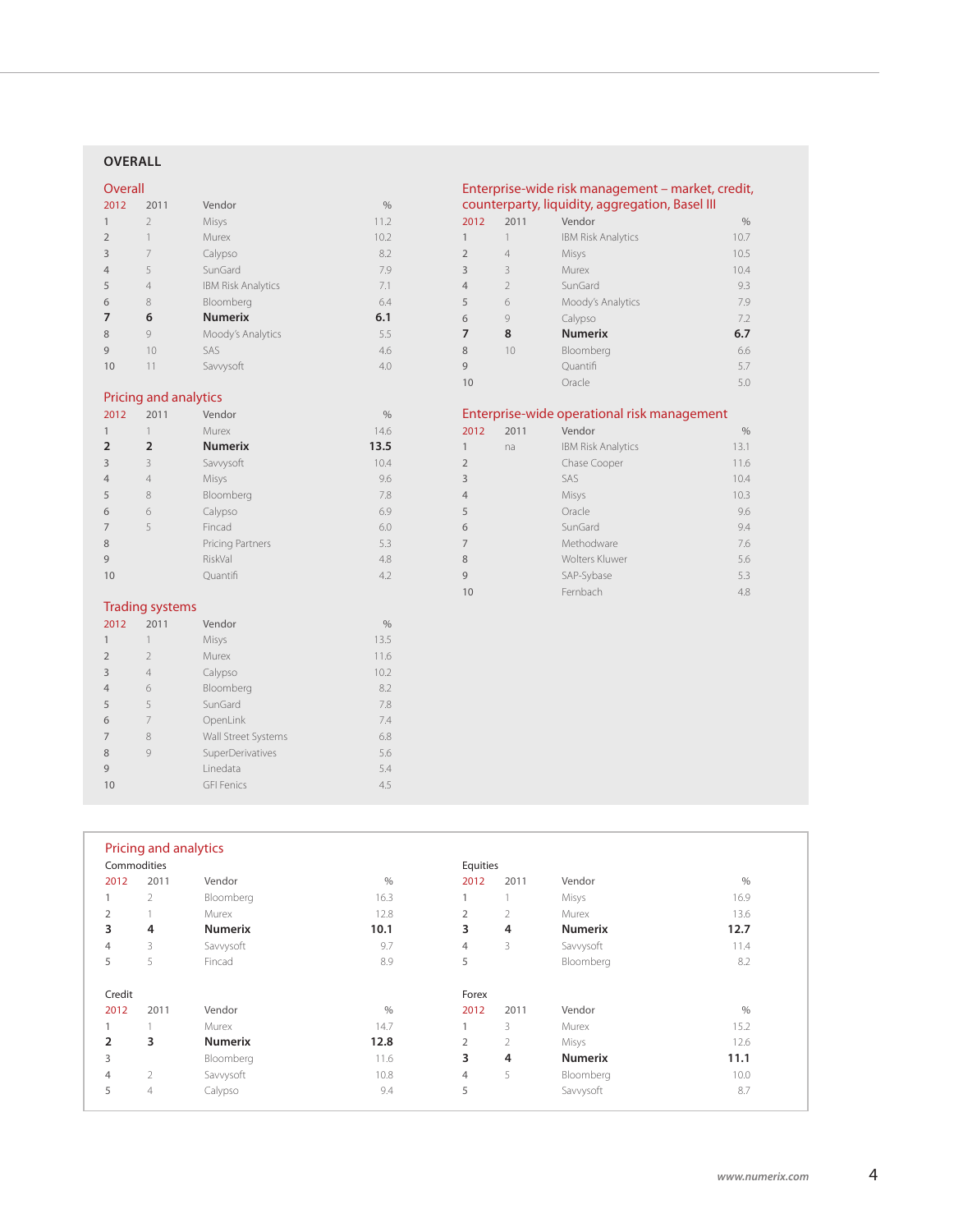## OVERALL

### Overall

| 2012 | 2011 | Vendor | % |
|---|---|---|---|
| 1 | 2 | Misys | 11.2 |
| 2 | 1 | Murex | 10.2 |
| 3 | 7 | Calypso | 8.2 |
| 4 | 5 | SunGard | 7.9 |
| 5 | 4 | IBM Risk Analytics | 7.1 |
| 6 | 8 | Bloomberg | 6.4 |
| **7** | **6** | **Numerix** | **6.1** |
| 8 | 9 | Moody's Analytics | 5.5 |
| 9 | 10 | SAS | 4.6 |
| 10 | 11 | Savvysoft | 4.0 |

### Pricing and analytics

| 2012 | 2011 | Vendor | % |
|---|---|---|---|
| 1 | 1 | Murex | 14.6 |
| **2** | **2** | **Numerix** | **13.5** |
| 3 | 3 | Savvysoft | 10.4 |
| 4 | 4 | Misys | 9.6 |
| 5 | 8 | Bloomberg | 7.8 |
| 6 | 6 | Calypso | 6.9 |
| 7 | 5 | Fincad | 6.0 |
| 8 | | Pricing Partners | 5.3 |
| 9 | | RiskVal | 4.8 |
| 10 | | Quantifi | 4.2 |

### Trading systems

| 2012 | 2011 | Vendor | % |
|---|---|---|---|
| 1 | 1 | Misys | 13.5 |
| 2 | 2 | Murex | 11.6 |
| 3 | 4 | Calypso | 10.2 |
| 4 | 6 | Bloomberg | 8.2 |
| 5 | 5 | SunGard | 7.8 |
| 6 | 7 | OpenLink | 7.4 |
| 7 | 8 | Wall Street Systems | 6.8 |
| 8 | 9 | SuperDerivatives | 5.6 |
| 9 | | Linedata | 5.4 |
| 10 | | GFI Fenics | 4.5 |

### Enterprise-wide risk management – market, credit, counterparty, liquidity, aggregation, Basel III

| 2012 | 2011 | Vendor | % |
|---|---|---|---|
| 1 | 1 | IBM Risk Analytics | 10.7 |
| 2 | 4 | Misys | 10.5 |
| 3 | 3 | Murex | 10.4 |
| 4 | 2 | SunGard | 9.3 |
| 5 | 6 | Moody's Analytics | 7.9 |
| 6 | 9 | Calypso | 7.2 |
| **7** | **8** | **Numerix** | **6.7** |
| 8 | 10 | Bloomberg | 6.6 |
| 9 | | Quantifi | 5.7 |
| 10 | | Oracle | 5.0 |

### Enterprise-wide operational risk management

| 2012 | 2011 | Vendor | % |
|---|---|---|---|
| 1 | na | IBM Risk Analytics | 13.1 |
| 2 | | Chase Cooper | 11.6 |
| 3 | | SAS | 10.4 |
| 4 | | Misys | 10.3 |
| 5 | | Oracle | 9.6 |
| 6 | | SunGard | 9.4 |
| 7 | | Methodware | 7.6 |
| 8 | | Wolters Kluwer | 5.6 |
| 9 | | SAP-Sybase | 5.3 |
| 10 | | Fernbach | 4.8 |

### Pricing and analytics

**Commodities**

| 2012 | 2011 | Vendor | % |
|---|---|---|---|
| 1 | 2 | Bloomberg | 16.3 |
| 2 | 1 | Murex | 12.8 |
| **3** | **4** | **Numerix** | **10.1** |
| 4 | 3 | Savvysoft | 9.7 |
| 5 | 5 | Fincad | 8.9 |

**Credit**

| 2012 | 2011 | Vendor | % |
|---|---|---|---|
| 1 | 1 | Murex | 14.7 |
| **2** | **3** | **Numerix** | **12.8** |
| 3 | | Bloomberg | 11.6 |
| 4 | 2 | Savvysoft | 10.8 |
| 5 | 4 | Calypso | 9.4 |

**Equities**

| 2012 | 2011 | Vendor | % |
|---|---|---|---|
| 1 | 1 | Misys | 16.9 |
| 2 | 2 | Murex | 13.6 |
| **3** | **4** | **Numerix** | **12.7** |
| 4 | 3 | Savvysoft | 11.4 |
| 5 | | Bloomberg | 8.2 |

**Forex**

| 2012 | 2011 | Vendor | % |
|---|---|---|---|
| 1 | 3 | Murex | 15.2 |
| 2 | 2 | Misys | 12.6 |
| **3** | **4** | **Numerix** | **11.1** |
| 4 | 5 | Bloomberg | 10.0 |
| 5 | | Savvysoft | 8.7 |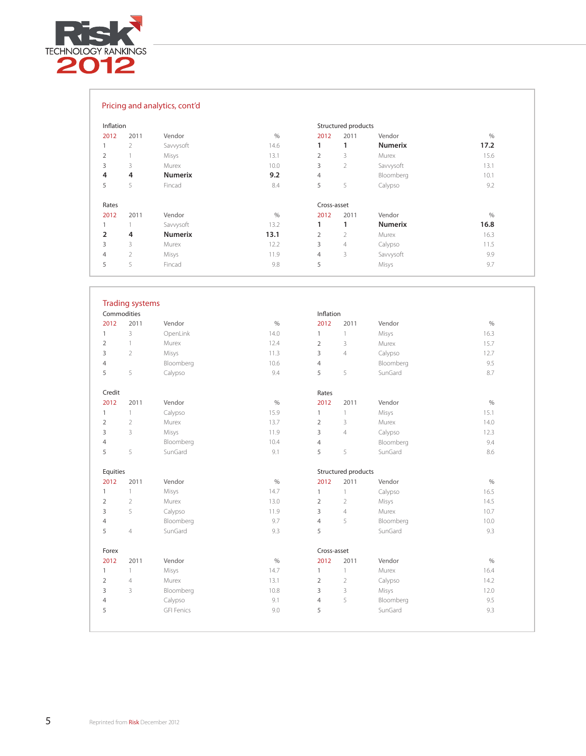## Pricing and analytics, cont'd

### Inflation

| 2012 | 2011 | Vendor | % |
|---|---|---|---|
| 1 | 2 | Savvysoft | 14.6 |
| 2 | 1 | Misys | 13.1 |
| 3 | 3 | Murex | 10.0 |
| **4** | **4** | **Numerix** | **9.2** |
| 5 | 5 | Fincad | 8.4 |

### Structured products

| 2012 | 2011 | Vendor | % |
|---|---|---|---|
| **1** | **1** | **Numerix** | **17.2** |
| 2 | 3 | Murex | 15.6 |
| 3 | 2 | Savvysoft | 13.1 |
| 4 | | Bloomberg | 10.1 |
| 5 | 5 | Calypso | 9.2 |

### Rates

| 2012 | 2011 | Vendor | % |
|---|---|---|---|
| 1 | 1 | Savvysoft | 13.2 |
| **2** | **4** | **Numerix** | **13.1** |
| 3 | 3 | Murex | 12.2 |
| 4 | 2 | Misys | 11.9 |
| 5 | 5 | Fincad | 9.8 |

### Cross-asset

| 2012 | 2011 | Vendor | % |
|---|---|---|---|
| **1** | **1** | **Numerix** | **16.8** |
| 2 | 2 | Murex | 16.3 |
| 3 | 4 | Calypso | 11.5 |
| 4 | 3 | Savvysoft | 9.9 |
| 5 | | Misys | 9.7 |

## Trading systems

### Commodities

| 2012 | 2011 | Vendor | % |
|---|---|---|---|
| 1 | 3 | OpenLink | 14.0 |
| 2 | 1 | Murex | 12.4 |
| 3 | 2 | Misys | 11.3 |
| 4 | | Bloomberg | 10.6 |
| 5 | 5 | Calypso | 9.4 |

### Inflation

| 2012 | 2011 | Vendor | % |
|---|---|---|---|
| 1 | 1 | Misys | 16.3 |
| 2 | 3 | Murex | 15.7 |
| 3 | 4 | Calypso | 12.7 |
| 4 | | Bloomberg | 9.5 |
| 5 | 5 | SunGard | 8.7 |

### Credit

| 2012 | 2011 | Vendor | % |
|---|---|---|---|
| 1 | 1 | Calypso | 15.9 |
| 2 | 2 | Murex | 13.7 |
| 3 | 3 | Misys | 11.9 |
| 4 | | Bloomberg | 10.4 |
| 5 | 5 | SunGard | 9.1 |

### Rates

| 2012 | 2011 | Vendor | % |
|---|---|---|---|
| 1 | 1 | Misys | 15.1 |
| 2 | 3 | Murex | 14.0 |
| 3 | 4 | Calypso | 12.3 |
| 4 | | Bloomberg | 9.4 |
| 5 | 5 | SunGard | 8.6 |

### Equities

| 2012 | 2011 | Vendor | % |
|---|---|---|---|
| 1 | 1 | Misys | 14.7 |
| 2 | 2 | Murex | 13.0 |
| 3 | 5 | Calypso | 11.9 |
| 4 | | Bloomberg | 9.7 |
| 5 | 4 | SunGard | 9.3 |

### Structured products

| 2012 | 2011 | Vendor | % |
|---|---|---|---|
| 1 | 1 | Calypso | 16.5 |
| 2 | 2 | Misys | 14.5 |
| 3 | 4 | Murex | 10.7 |
| 4 | 5 | Bloomberg | 10.0 |
| 5 | | SunGard | 9.3 |

### Forex

| 2012 | 2011 | Vendor | % |
|---|---|---|---|
| 1 | 1 | Misys | 14.7 |
| 2 | 4 | Murex | 13.1 |
| 3 | 3 | Bloomberg | 10.8 |
| 4 | | Calypso | 9.1 |
| 5 | | GFI Fenics | 9.0 |

### Cross-asset

| 2012 | 2011 | Vendor | % |
|---|---|---|---|
| 1 | 1 | Murex | 16.4 |
| 2 | 2 | Calypso | 14.2 |
| 3 | 3 | Misys | 12.0 |
| 4 | 5 | Bloomberg | 9.5 |
| 5 | | SunGard | 9.3 |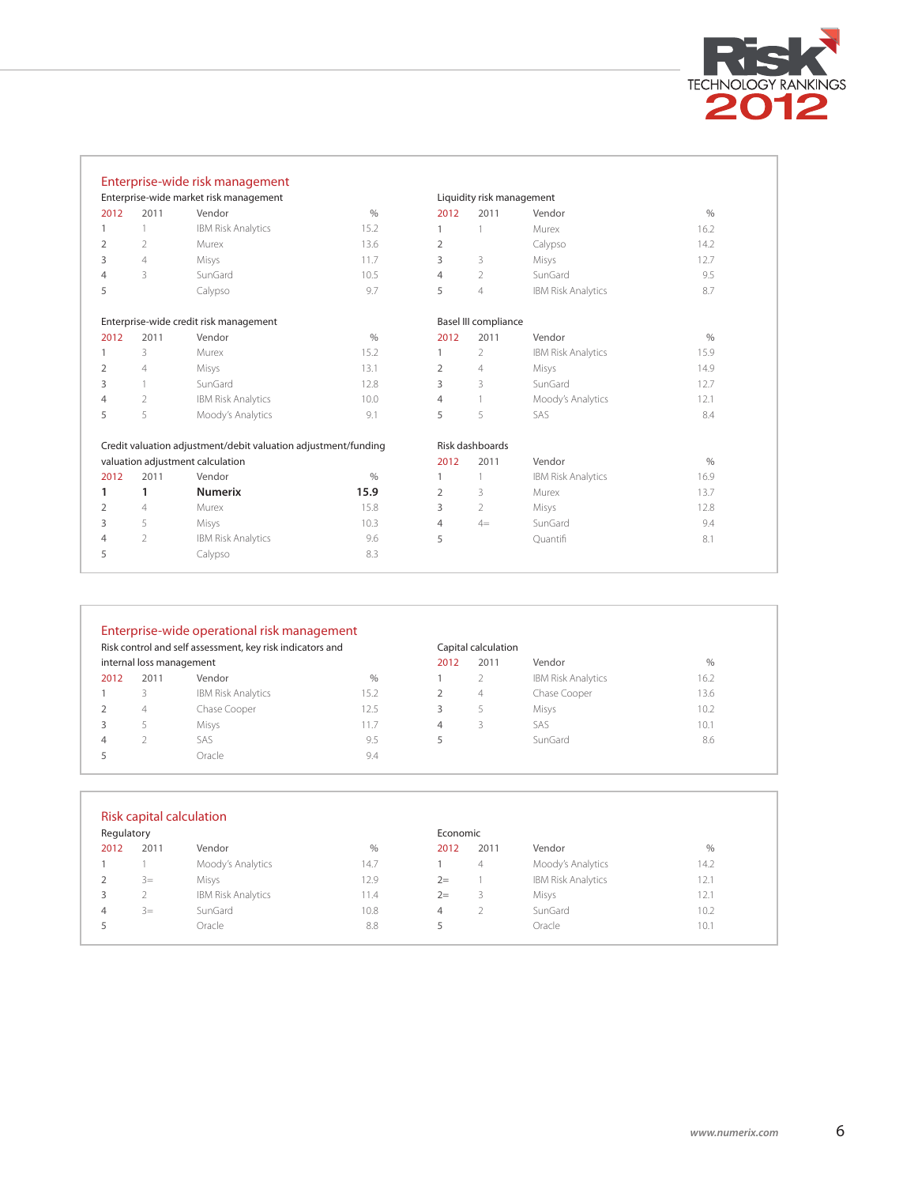# Risk Technology Rankings 2012

## Enterprise-wide risk management

### Enterprise-wide market risk management

| 2012 | 2011 | Vendor | % |
|---|---|---|---|
| 1 | 1 | IBM Risk Analytics | 15.2 |
| 2 | 2 | Murex | 13.6 |
| 3 | 4 | Misys | 11.7 |
| 4 | 3 | SunGard | 10.5 |
| 5 | | Calypso | 9.7 |

### Liquidity risk management

| 2012 | 2011 | Vendor | % |
|---|---|---|---|
| 1 | 1 | Murex | 16.2 |
| 2 | | Calypso | 14.2 |
| 3 | 3 | Misys | 12.7 |
| 4 | 2 | SunGard | 9.5 |
| 5 | 4 | IBM Risk Analytics | 8.7 |

### Enterprise-wide credit risk management

| 2012 | 2011 | Vendor | % |
|---|---|---|---|
| 1 | 3 | Murex | 15.2 |
| 2 | 4 | Misys | 13.1 |
| 3 | 1 | SunGard | 12.8 |
| 4 | 2 | IBM Risk Analytics | 10.0 |
| 5 | 5 | Moody's Analytics | 9.1 |

### Basel III compliance

| 2012 | 2011 | Vendor | % |
|---|---|---|---|
| 1 | 2 | IBM Risk Analytics | 15.9 |
| 2 | 4 | Misys | 14.9 |
| 3 | 3 | SunGard | 12.7 |
| 4 | 1 | Moody's Analytics | 12.1 |
| 5 | 5 | SAS | 8.4 |

### Credit valuation adjustment/debit valuation adjustment/funding valuation adjustment calculation

| 2012 | 2011 | Vendor | % |
|---|---|---|---|
| **1** | **1** | **Numerix** | **15.9** |
| 2 | 4 | Murex | 15.8 |
| 3 | 5 | Misys | 10.3 |
| 4 | 2 | IBM Risk Analytics | 9.6 |
| 5 | | Calypso | 8.3 |

### Risk dashboards

| 2012 | 2011 | Vendor | % |
|---|---|---|---|
| 1 | 1 | IBM Risk Analytics | 16.9 |
| 2 | 3 | Murex | 13.7 |
| 3 | 2 | Misys | 12.8 |
| 4 | 4= | SunGard | 9.4 |
| 5 | | Quantifi | 8.1 |

## Enterprise-wide operational risk management

### Risk control and self assessment, key risk indicators and internal loss management

| 2012 | 2011 | Vendor | % |
|---|---|---|---|
| 1 | 3 | IBM Risk Analytics | 15.2 |
| 2 | 4 | Chase Cooper | 12.5 |
| 3 | 5 | Misys | 11.7 |
| 4 | 2 | SAS | 9.5 |
| 5 | | Oracle | 9.4 |

### Capital calculation

| 2012 | 2011 | Vendor | % |
|---|---|---|---|
| 1 | 2 | IBM Risk Analytics | 16.2 |
| 2 | 4 | Chase Cooper | 13.6 |
| 3 | 5 | Misys | 10.2 |
| 4 | 3 | SAS | 10.1 |
| 5 | | SunGard | 8.6 |

## Risk capital calculation

### Regulatory

| 2012 | 2011 | Vendor | % |
|---|---|---|---|
| 1 | 1 | Moody's Analytics | 14.7 |
| 2 | 3= | Misys | 12.9 |
| 3 | 2 | IBM Risk Analytics | 11.4 |
| 4 | 3= | SunGard | 10.8 |
| 5 | | Oracle | 8.8 |

### Economic

| 2012 | 2011 | Vendor | % |
|---|---|---|---|
| 1 | 4 | Moody's Analytics | 14.2 |
| 2= | 1 | IBM Risk Analytics | 12.1 |
| 2= | 3 | Misys | 12.1 |
| 4 | 2 | SunGard | 10.2 |
| 5 | | Oracle | 10.1 |

*www.numerix.com*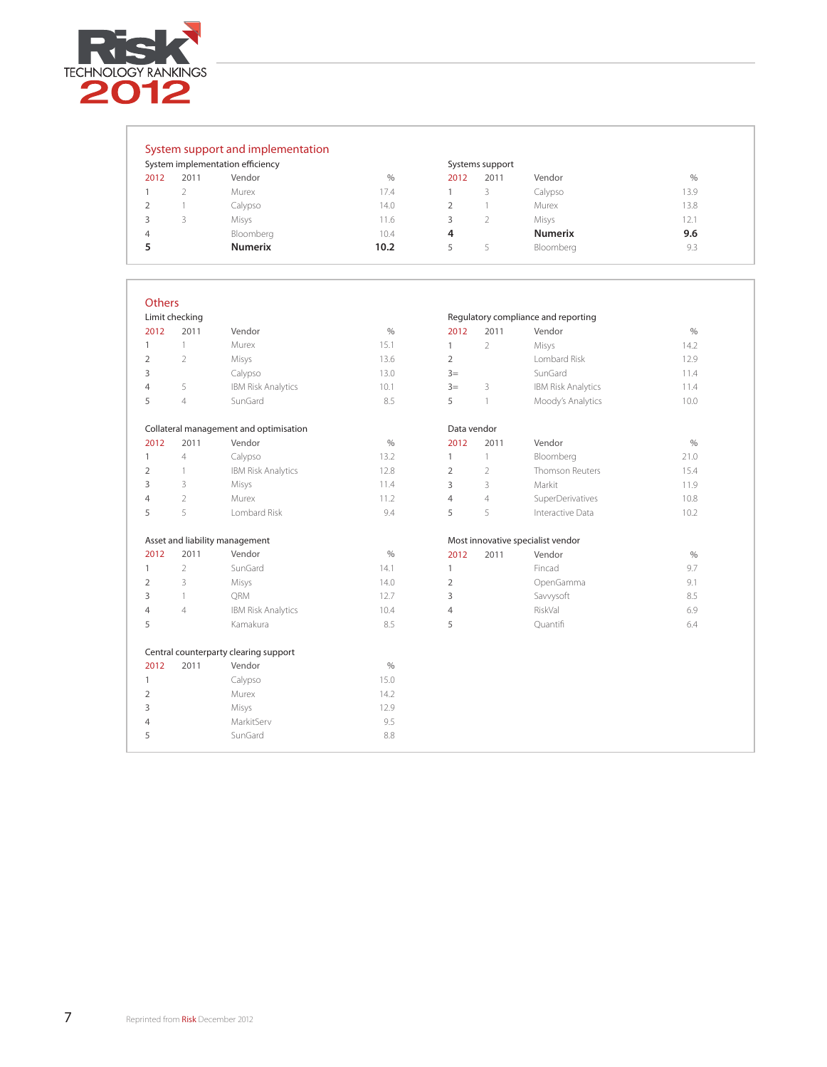Risk TECHNOLOGY RANKINGS 2012

## System support and implementation

### System implementation efficiency

| 2012 | 2011 | Vendor | % |
|---|---|---|---|
| 1 | 2 | Murex | 17.4 |
| 2 | 1 | Calypso | 14.0 |
| 3 | 3 | Misys | 11.6 |
| 4 | | Bloomberg | 10.4 |
| **5** | | **Numerix** | **10.2** |

### Systems support

| 2012 | 2011 | Vendor | % |
|---|---|---|---|
| 1 | 3 | Calypso | 13.9 |
| 2 | 1 | Murex | 13.8 |
| 3 | 2 | Misys | 12.1 |
| **4** | | **Numerix** | **9.6** |
| 5 | 5 | Bloomberg | 9.3 |

## Others

### Limit checking

| 2012 | 2011 | Vendor | % |
|---|---|---|---|
| 1 | 1 | Murex | 15.1 |
| 2 | 2 | Misys | 13.6 |
| 3 | | Calypso | 13.0 |
| 4 | 5 | IBM Risk Analytics | 10.1 |
| 5 | 4 | SunGard | 8.5 |

### Regulatory compliance and reporting

| 2012 | 2011 | Vendor | % |
|---|---|---|---|
| 1 | 2 | Misys | 14.2 |
| 2 | | Lombard Risk | 12.9 |
| 3= | | SunGard | 11.4 |
| 3= | 3 | IBM Risk Analytics | 11.4 |
| 5 | 1 | Moody's Analytics | 10.0 |

### Collateral management and optimisation

| 2012 | 2011 | Vendor | % |
|---|---|---|---|
| 1 | 4 | Calypso | 13.2 |
| 2 | 1 | IBM Risk Analytics | 12.8 |
| 3 | 3 | Misys | 11.4 |
| 4 | 2 | Murex | 11.2 |
| 5 | 5 | Lombard Risk | 9.4 |

### Data vendor

| 2012 | 2011 | Vendor | % |
|---|---|---|---|
| 1 | 1 | Bloomberg | 21.0 |
| 2 | 2 | Thomson Reuters | 15.4 |
| 3 | 3 | Markit | 11.9 |
| 4 | 4 | SuperDerivatives | 10.8 |
| 5 | 5 | Interactive Data | 10.2 |

### Asset and liability management

| 2012 | 2011 | Vendor | % |
|---|---|---|---|
| 1 | 2 | SunGard | 14.1 |
| 2 | 3 | Misys | 14.0 |
| 3 | 1 | QRM | 12.7 |
| 4 | 4 | IBM Risk Analytics | 10.4 |
| 5 | | Kamakura | 8.5 |

### Most innovative specialist vendor

| 2012 | 2011 | Vendor | % |
|---|---|---|---|
| 1 | | Fincad | 9.7 |
| 2 | | OpenGamma | 9.1 |
| 3 | | Savvysoft | 8.5 |
| 4 | | RiskVal | 6.9 |
| 5 | | Quantifi | 6.4 |

### Central counterparty clearing support

| 2012 | 2011 | Vendor | % |
|---|---|---|---|
| 1 | | Calypso | 15.0 |
| 2 | | Murex | 14.2 |
| 3 | | Misys | 12.9 |
| 4 | | MarkitServ | 9.5 |
| 5 | | SunGard | 8.8 |

Reprinted from Risk December 2012